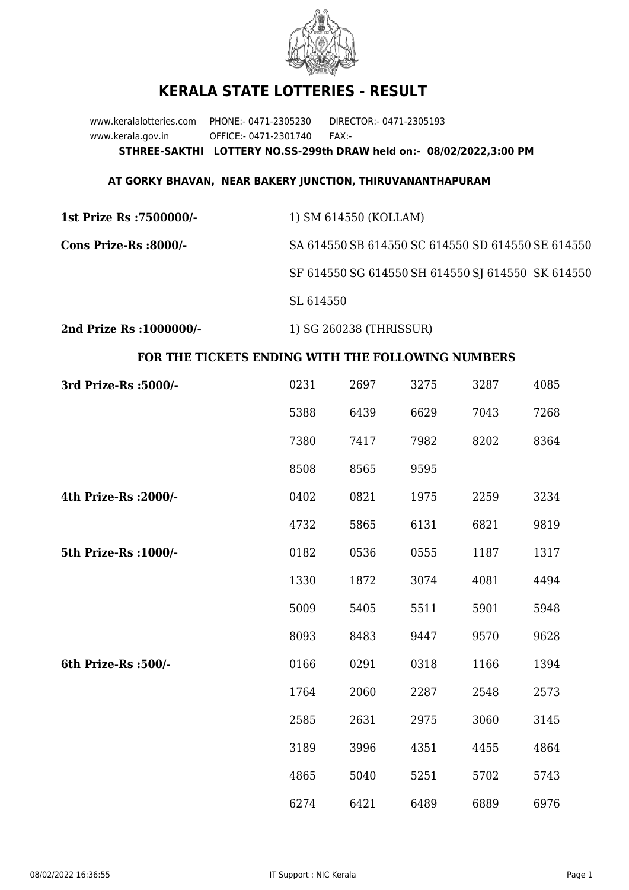# KERALA STATE LOTTERIES - RESULT

www.keralalotteries.com PHONE:- 0471-2305230 DIRECTOR:- 0471-2305193
www.kerala.gov.in OFFICE:- 0471-2301740 FAX:-

**STHREE-SAKTHI LOTTERY NO.SS-299th DRAW held on:- 08/02/2022,3:00 PM**

**AT GORKY BHAVAN, NEAR BAKERY JUNCTION, THIRUVANANTHAPURAM**

**1st Prize Rs :7500000/-** 1) SM 614550 (KOLLAM)

**Cons Prize-Rs :8000/-** SA 614550 SB 614550 SC 614550 SD 614550 SE 614550 SF 614550 SG 614550 SH 614550 SJ 614550 SK 614550 SL 614550

**2nd Prize Rs :1000000/-** 1) SG 260238 (THRISSUR)

### FOR THE TICKETS ENDING WITH THE FOLLOWING NUMBERS

| Prize | | | | | |
|---|---|---|---|---|---|
| **3rd Prize-Rs :5000/-** | 0231 | 2697 | 3275 | 3287 | 4085 |
| | 5388 | 6439 | 6629 | 7043 | 7268 |
| | 7380 | 7417 | 7982 | 8202 | 8364 |
| | 8508 | 8565 | 9595 | | |
| **4th Prize-Rs :2000/-** | 0402 | 0821 | 1975 | 2259 | 3234 |
| | 4732 | 5865 | 6131 | 6821 | 9819 |
| **5th Prize-Rs :1000/-** | 0182 | 0536 | 0555 | 1187 | 1317 |
| | 1330 | 1872 | 3074 | 4081 | 4494 |
| | 5009 | 5405 | 5511 | 5901 | 5948 |
| | 8093 | 8483 | 9447 | 9570 | 9628 |
| **6th Prize-Rs :500/-** | 0166 | 0291 | 0318 | 1166 | 1394 |
| | 1764 | 2060 | 2287 | 2548 | 2573 |
| | 2585 | 2631 | 2975 | 3060 | 3145 |
| | 3189 | 3996 | 4351 | 4455 | 4864 |
| | 4865 | 5040 | 5251 | 5702 | 5743 |
| | 6274 | 6421 | 6489 | 6889 | 6976 |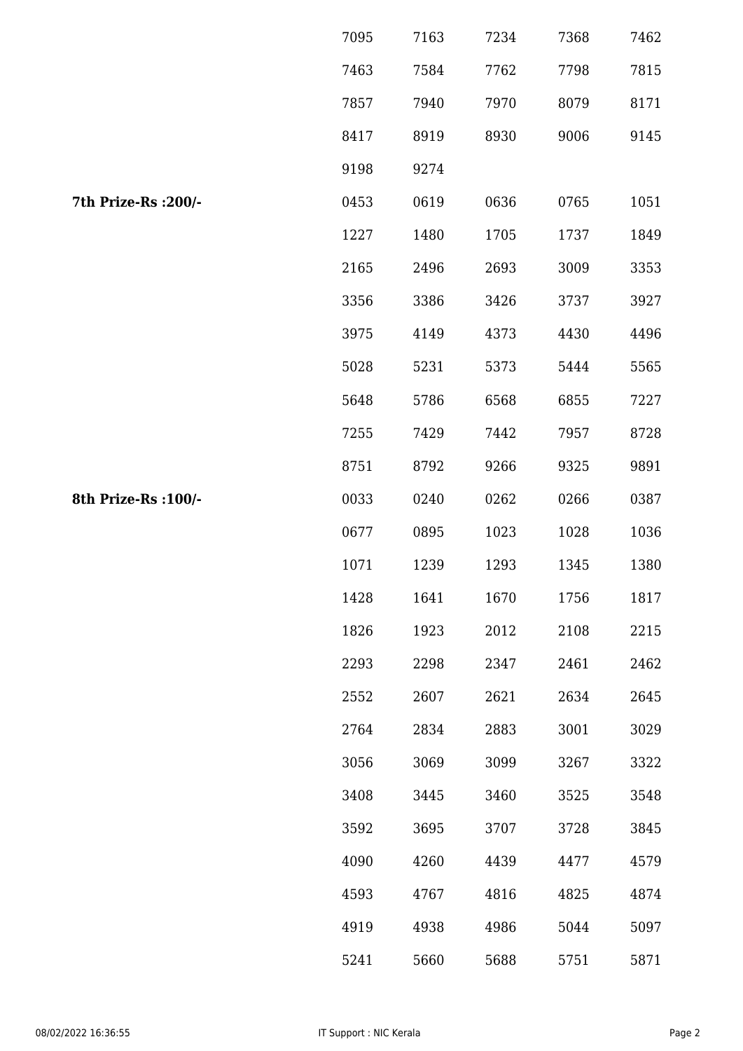| | | | | | |
|---|---|---|---|---|---|
| | 7095 | 7163 | 7234 | 7368 | 7462 |
| | 7463 | 7584 | 7762 | 7798 | 7815 |
| | 7857 | 7940 | 7970 | 8079 | 8171 |
| | 8417 | 8919 | 8930 | 9006 | 9145 |
| | 9198 | 9274 | | | |
| **7th Prize-Rs :200/-** | 0453 | 0619 | 0636 | 0765 | 1051 |
| | 1227 | 1480 | 1705 | 1737 | 1849 |
| | 2165 | 2496 | 2693 | 3009 | 3353 |
| | 3356 | 3386 | 3426 | 3737 | 3927 |
| | 3975 | 4149 | 4373 | 4430 | 4496 |
| | 5028 | 5231 | 5373 | 5444 | 5565 |
| | 5648 | 5786 | 6568 | 6855 | 7227 |
| | 7255 | 7429 | 7442 | 7957 | 8728 |
| | 8751 | 8792 | 9266 | 9325 | 9891 |
| **8th Prize-Rs :100/-** | 0033 | 0240 | 0262 | 0266 | 0387 |
| | 0677 | 0895 | 1023 | 1028 | 1036 |
| | 1071 | 1239 | 1293 | 1345 | 1380 |
| | 1428 | 1641 | 1670 | 1756 | 1817 |
| | 1826 | 1923 | 2012 | 2108 | 2215 |
| | 2293 | 2298 | 2347 | 2461 | 2462 |
| | 2552 | 2607 | 2621 | 2634 | 2645 |
| | 2764 | 2834 | 2883 | 3001 | 3029 |
| | 3056 | 3069 | 3099 | 3267 | 3322 |
| | 3408 | 3445 | 3460 | 3525 | 3548 |
| | 3592 | 3695 | 3707 | 3728 | 3845 |
| | 4090 | 4260 | 4439 | 4477 | 4579 |
| | 4593 | 4767 | 4816 | 4825 | 4874 |
| | 4919 | 4938 | 4986 | 5044 | 5097 |
| | 5241 | 5660 | 5688 | 5751 | 5871 |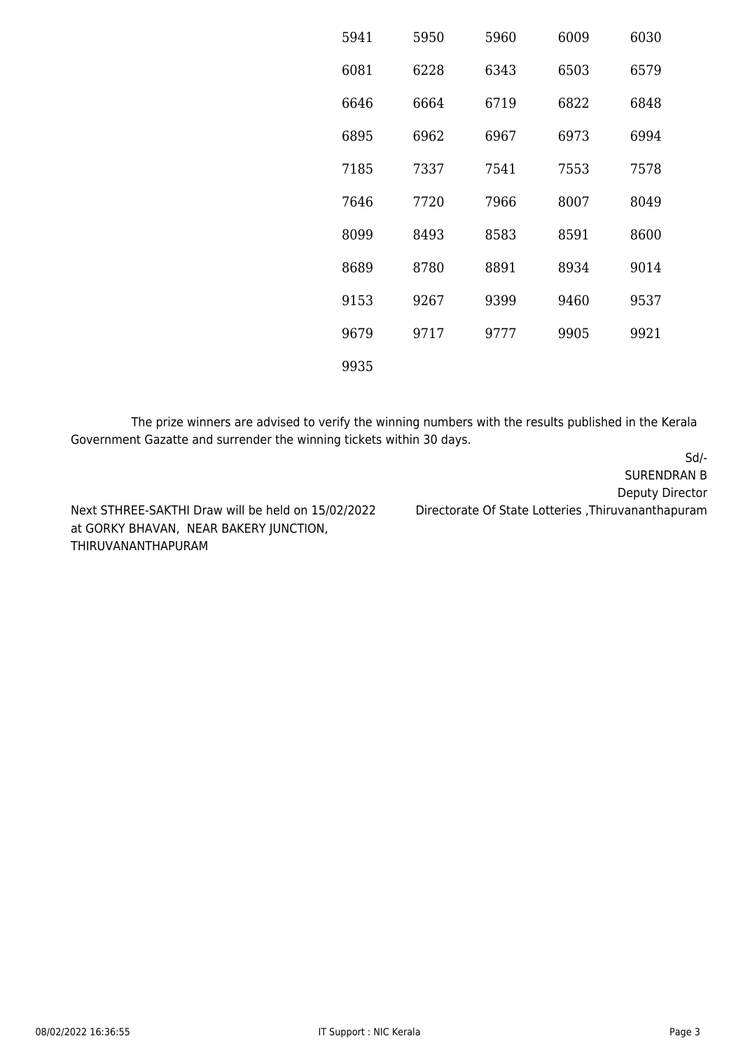| | | | | |
|---|---|---|---|---|
| 5941 | 5950 | 5960 | 6009 | 6030 |
| 6081 | 6228 | 6343 | 6503 | 6579 |
| 6646 | 6664 | 6719 | 6822 | 6848 |
| 6895 | 6962 | 6967 | 6973 | 6994 |
| 7185 | 7337 | 7541 | 7553 | 7578 |
| 7646 | 7720 | 7966 | 8007 | 8049 |
| 8099 | 8493 | 8583 | 8591 | 8600 |
| 8689 | 8780 | 8891 | 8934 | 9014 |
| 9153 | 9267 | 9399 | 9460 | 9537 |
| 9679 | 9717 | 9777 | 9905 | 9921 |
| 9935 | | | | |

The prize winners are advised to verify the winning numbers with the results published in the Kerala Government Gazatte and surrender the winning tickets within 30 days.

Sd/-
SURENDRAN B
Deputy Director
Directorate Of State Lotteries ,Thiruvananthapuram

Next STHREE-SAKTHI Draw will be held on 15/02/2022 at GORKY BHAVAN, NEAR BAKERY JUNCTION, THIRUVANANTHAPURAM